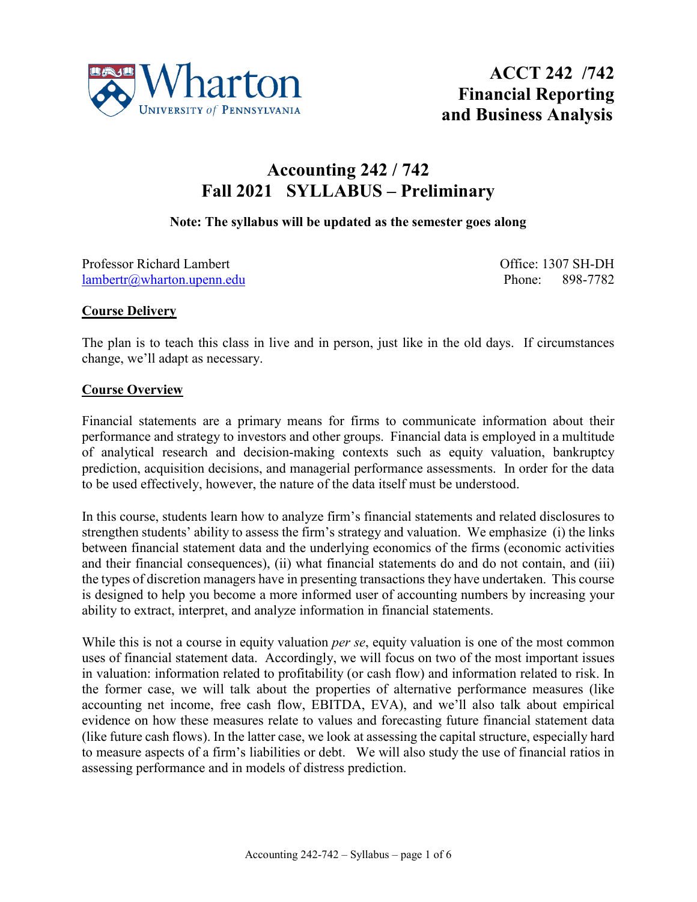**ACCT 242 /742**
**Financial Reporting and Business Analysis**

# Accounting 242 / 742
# Fall 2021 SYLLABUS – Preliminary

**Note: The syllabus will be updated as the semester goes along**

Professor Richard Lambert
lambertr@wharton.upenn.edu

Office: 1307 SH-DH
Phone: 898-7782

## Course Delivery

The plan is to teach this class in live and in person, just like in the old days. If circumstances change, we'll adapt as necessary.

## Course Overview

Financial statements are a primary means for firms to communicate information about their performance and strategy to investors and other groups. Financial data is employed in a multitude of analytical research and decision-making contexts such as equity valuation, bankruptcy prediction, acquisition decisions, and managerial performance assessments. In order for the data to be used effectively, however, the nature of the data itself must be understood.

In this course, students learn how to analyze firm's financial statements and related disclosures to strengthen students' ability to assess the firm's strategy and valuation. We emphasize (i) the links between financial statement data and the underlying economics of the firms (economic activities and their financial consequences), (ii) what financial statements do and do not contain, and (iii) the types of discretion managers have in presenting transactions they have undertaken. This course is designed to help you become a more informed user of accounting numbers by increasing your ability to extract, interpret, and analyze information in financial statements.

While this is not a course in equity valuation *per se*, equity valuation is one of the most common uses of financial statement data. Accordingly, we will focus on two of the most important issues in valuation: information related to profitability (or cash flow) and information related to risk. In the former case, we will talk about the properties of alternative performance measures (like accounting net income, free cash flow, EBITDA, EVA), and we'll also talk about empirical evidence on how these measures relate to values and forecasting future financial statement data (like future cash flows). In the latter case, we look at assessing the capital structure, especially hard to measure aspects of a firm's liabilities or debt. We will also study the use of financial ratios in assessing performance and in models of distress prediction.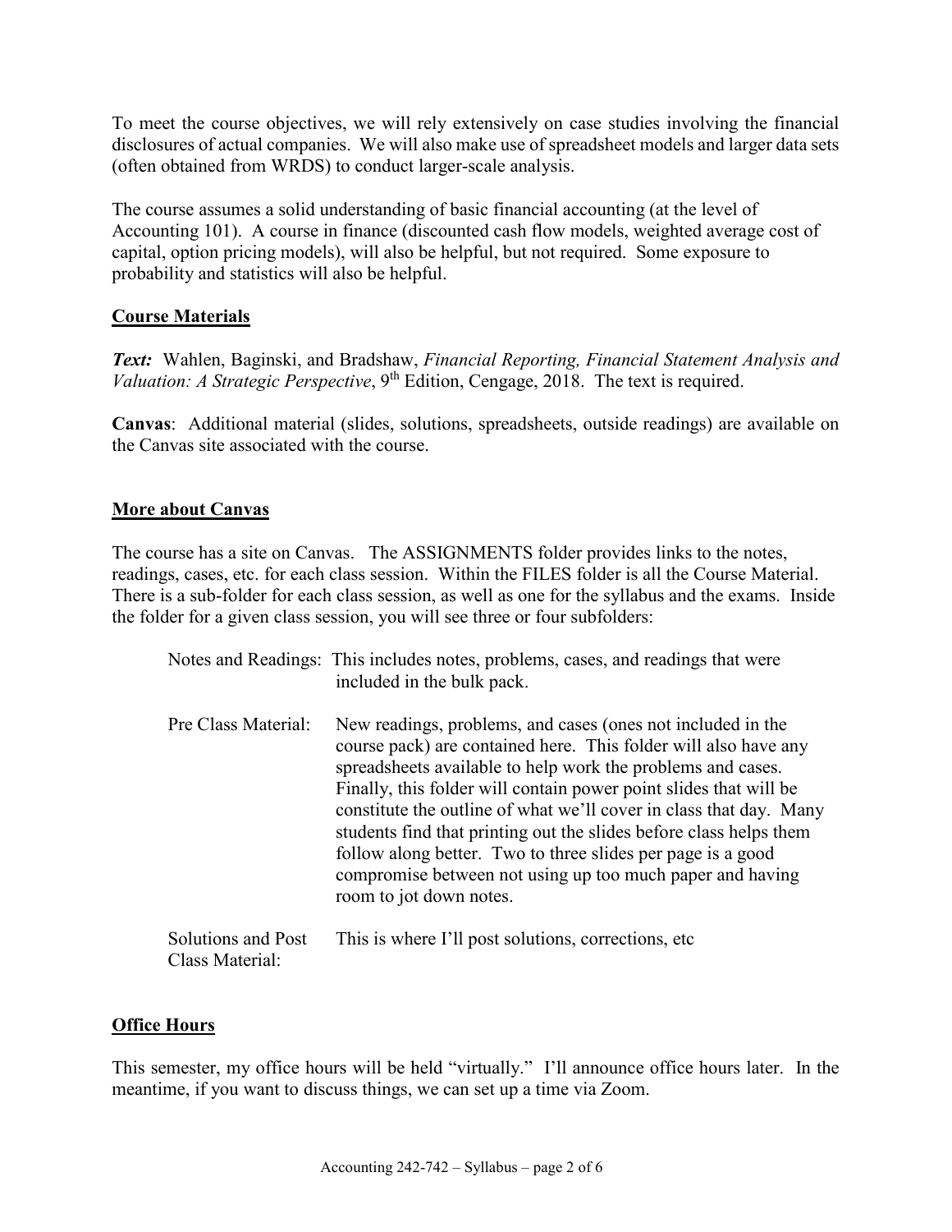To meet the course objectives, we will rely extensively on case studies involving the financial disclosures of actual companies. We will also make use of spreadsheet models and larger data sets (often obtained from WRDS) to conduct larger-scale analysis.

The course assumes a solid understanding of basic financial accounting (at the level of Accounting 101). A course in finance (discounted cash flow models, weighted average cost of capital, option pricing models), will also be helpful, but not required. Some exposure to probability and statistics will also be helpful.

## Course Materials

***Text:*** Wahlen, Baginski, and Bradshaw, *Financial Reporting, Financial Statement Analysis and Valuation: A Strategic Perspective*, 9th Edition, Cengage, 2018. The text is required.

**Canvas**: Additional material (slides, solutions, spreadsheets, outside readings) are available on the Canvas site associated with the course.

## More about Canvas

The course has a site on Canvas. The ASSIGNMENTS folder provides links to the notes, readings, cases, etc. for each class session. Within the FILES folder is all the Course Material. There is a sub-folder for each class session, as well as one for the syllabus and the exams. Inside the folder for a given class session, you will see three or four subfolders:

Notes and Readings: This includes notes, problems, cases, and readings that were included in the bulk pack.

Pre Class Material: New readings, problems, and cases (ones not included in the course pack) are contained here. This folder will also have any spreadsheets available to help work the problems and cases. Finally, this folder will contain power point slides that will be constitute the outline of what we'll cover in class that day. Many students find that printing out the slides before class helps them follow along better. Two to three slides per page is a good compromise between not using up too much paper and having room to jot down notes.

Solutions and Post Class Material: This is where I'll post solutions, corrections, etc

## Office Hours

This semester, my office hours will be held "virtually." I'll announce office hours later. In the meantime, if you want to discuss things, we can set up a time via Zoom.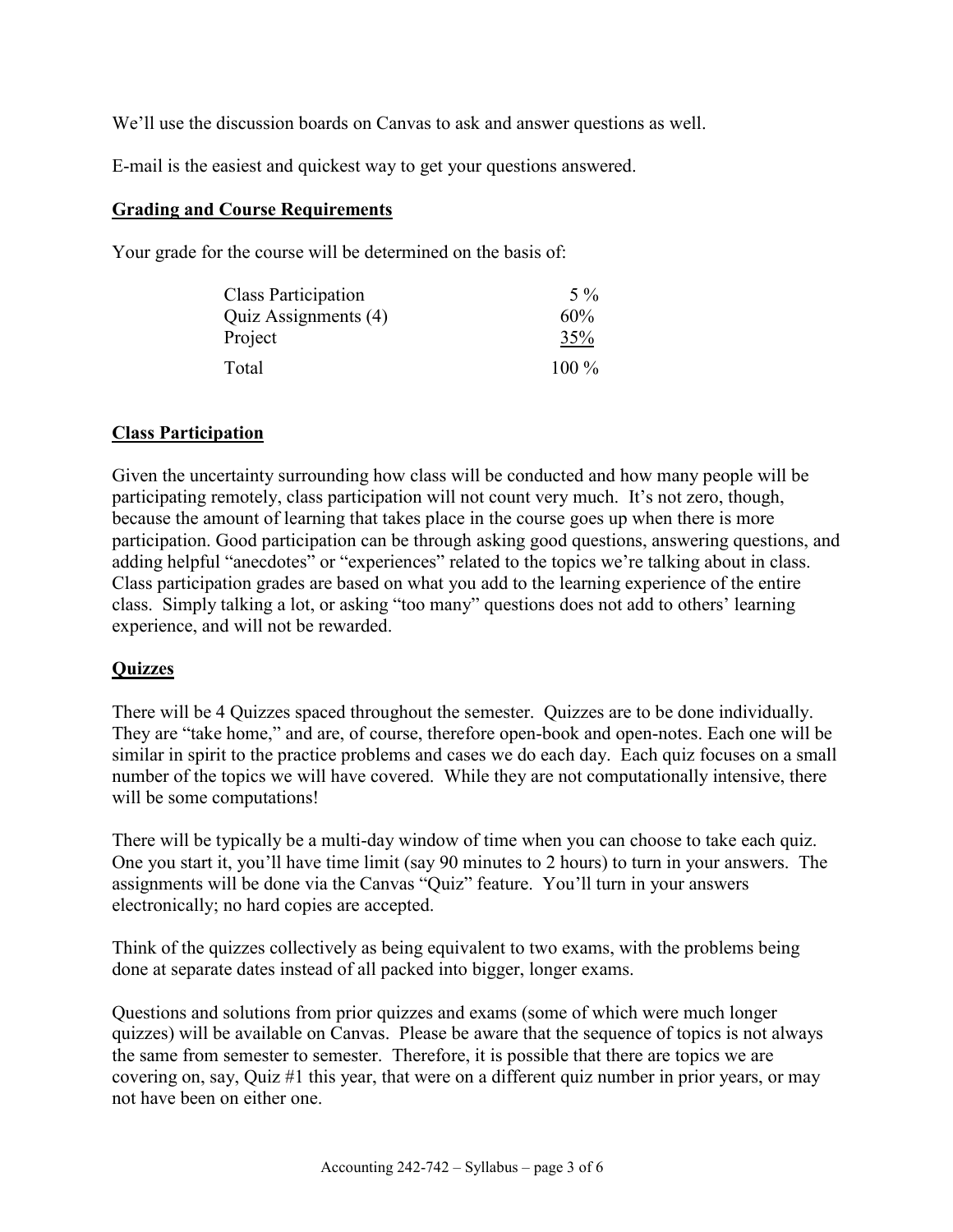We'll use the discussion boards on Canvas to ask and answer questions as well.

E-mail is the easiest and quickest way to get your questions answered.

## Grading and Course Requirements

Your grade for the course will be determined on the basis of:

| | |
|---|---|
| Class Participation | 5 % |
| Quiz Assignments (4) | 60% |
| Project | 35% |
| Total | 100 % |

## Class Participation

Given the uncertainty surrounding how class will be conducted and how many people will be participating remotely, class participation will not count very much. It's not zero, though, because the amount of learning that takes place in the course goes up when there is more participation. Good participation can be through asking good questions, answering questions, and adding helpful "anecdotes" or "experiences" related to the topics we're talking about in class. Class participation grades are based on what you add to the learning experience of the entire class. Simply talking a lot, or asking "too many" questions does not add to others' learning experience, and will not be rewarded.

## Quizzes

There will be 4 Quizzes spaced throughout the semester. Quizzes are to be done individually. They are "take home," and are, of course, therefore open-book and open-notes. Each one will be similar in spirit to the practice problems and cases we do each day. Each quiz focuses on a small number of the topics we will have covered. While they are not computationally intensive, there will be some computations!

There will be typically be a multi-day window of time when you can choose to take each quiz. One you start it, you'll have time limit (say 90 minutes to 2 hours) to turn in your answers. The assignments will be done via the Canvas "Quiz" feature. You'll turn in your answers electronically; no hard copies are accepted.

Think of the quizzes collectively as being equivalent to two exams, with the problems being done at separate dates instead of all packed into bigger, longer exams.

Questions and solutions from prior quizzes and exams (some of which were much longer quizzes) will be available on Canvas. Please be aware that the sequence of topics is not always the same from semester to semester. Therefore, it is possible that there are topics we are covering on, say, Quiz #1 this year, that were on a different quiz number in prior years, or may not have been on either one.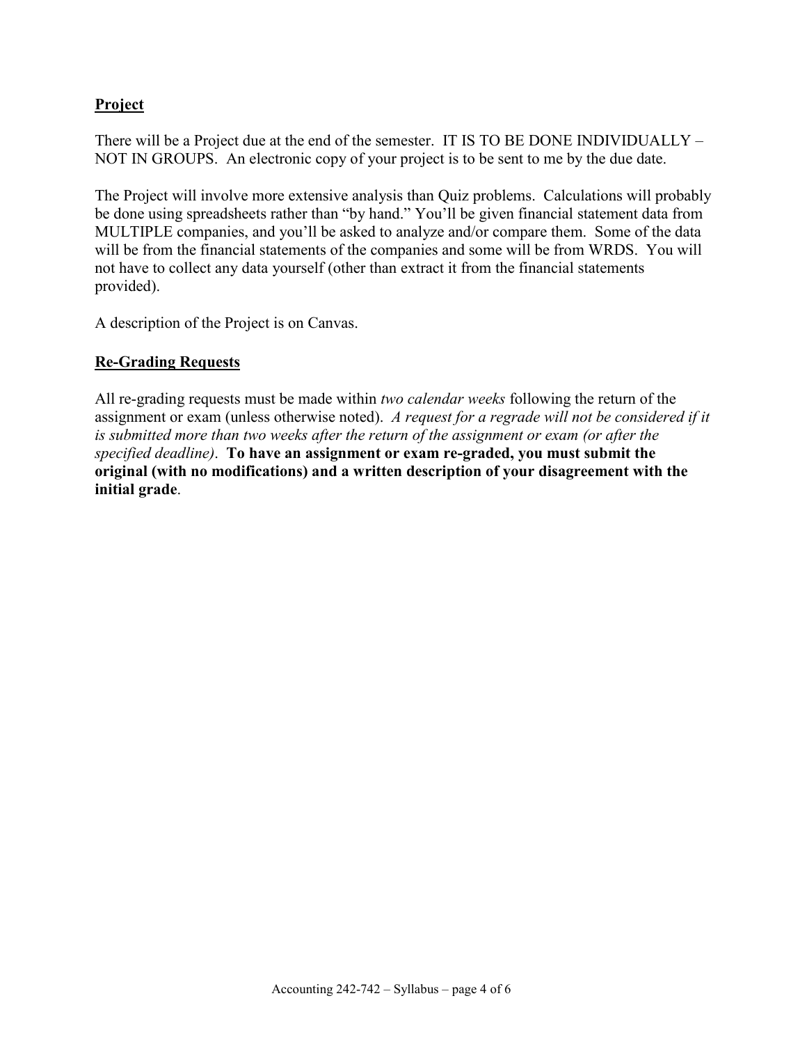## **Project**

There will be a Project due at the end of the semester. IT IS TO BE DONE INDIVIDUALLY – NOT IN GROUPS. An electronic copy of your project is to be sent to me by the due date.

The Project will involve more extensive analysis than Quiz problems. Calculations will probably be done using spreadsheets rather than "by hand." You'll be given financial statement data from MULTIPLE companies, and you'll be asked to analyze and/or compare them. Some of the data will be from the financial statements of the companies and some will be from WRDS. You will not have to collect any data yourself (other than extract it from the financial statements provided).

A description of the Project is on Canvas.

## **Re-Grading Requests**

All re-grading requests must be made within *two calendar weeks* following the return of the assignment or exam (unless otherwise noted). *A request for a regrade will not be considered if it is submitted more than two weeks after the return of the assignment or exam (or after the specified deadline)*. **To have an assignment or exam re-graded, you must submit the original (with no modifications) and a written description of your disagreement with the initial grade**.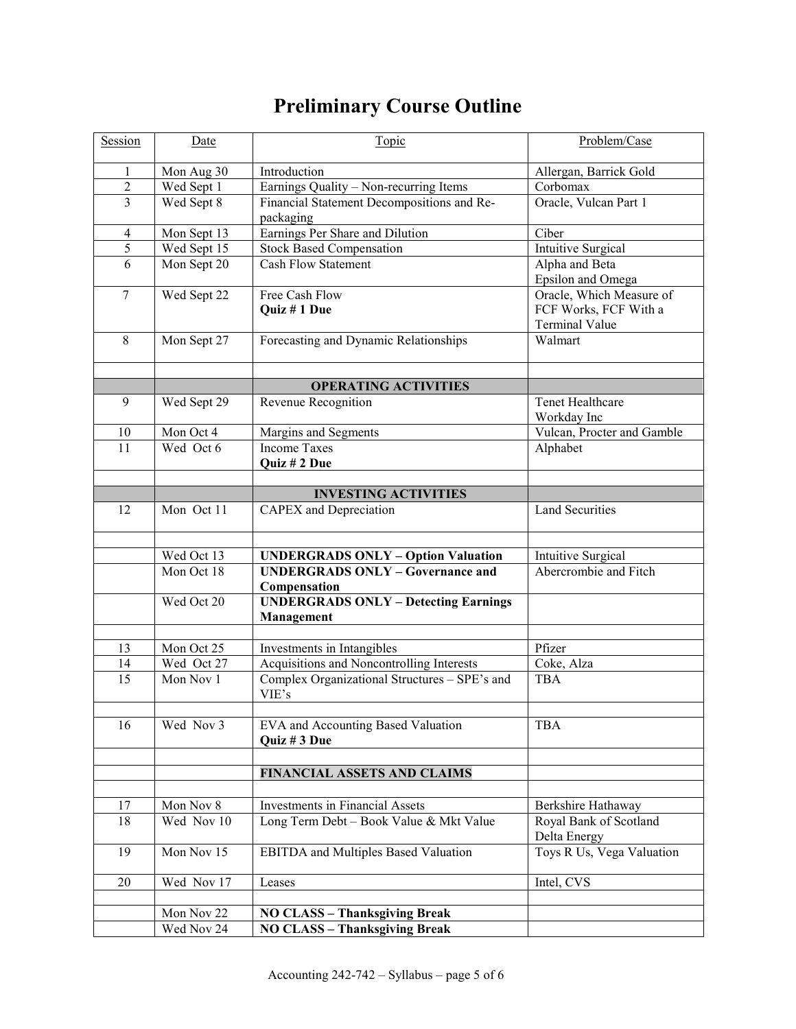# Preliminary Course Outline

| Session | Date | Topic | Problem/Case |
|---|---|---|---|
| 1 | Mon Aug 30 | Introduction | Allergan, Barrick Gold |
| 2 | Wed Sept 1 | Earnings Quality – Non-recurring Items | Corbomax |
| 3 | Wed Sept 8 | Financial Statement Decompositions and Re-packaging | Oracle, Vulcan Part 1 |
| 4 | Mon Sept 13 | Earnings Per Share and Dilution | Ciber |
| 5 | Wed Sept 15 | Stock Based Compensation | Intuitive Surgical |
| 6 | Mon Sept 20 | Cash Flow Statement | Alpha and Beta<br>Epsilon and Omega |
| 7 | Wed Sept 22 | Free Cash Flow<br>**Quiz # 1 Due** | Oracle, Which Measure of FCF Works, FCF With a Terminal Value |
| 8 | Mon Sept 27 | Forecasting and Dynamic Relationships | Walmart |
| | | | |
| | | **OPERATING ACTIVITIES** | |
| 9 | Wed Sept 29 | Revenue Recognition | Tenet Healthcare<br>Workday Inc |
| 10 | Mon Oct 4 | Margins and Segments | Vulcan, Procter and Gamble |
| 11 | Wed Oct 6 | Income Taxes<br>**Quiz # 2 Due** | Alphabet |
| | | | |
| | | **INVESTING ACTIVITIES** | |
| 12 | Mon Oct 11 | CAPEX and Depreciation | Land Securities |
| | | | |
| | Wed Oct 13 | **UNDERGRADS ONLY – Option Valuation** | Intuitive Surgical |
| | Mon Oct 18 | **UNDERGRADS ONLY – Governance and Compensation** | Abercrombie and Fitch |
| | Wed Oct 20 | **UNDERGRADS ONLY – Detecting Earnings Management** | |
| | | | |
| 13 | Mon Oct 25 | Investments in Intangibles | Pfizer |
| 14 | Wed Oct 27 | Acquisitions and Noncontrolling Interests | Coke, Alza |
| 15 | Mon Nov 1 | Complex Organizational Structures – SPE's and VIE's | TBA |
| | | | |
| 16 | Wed Nov 3 | EVA and Accounting Based Valuation<br>**Quiz # 3 Due** | TBA |
| | | | |
| | | **FINANCIAL ASSETS AND CLAIMS** | |
| | | | |
| 17 | Mon Nov 8 | Investments in Financial Assets | Berkshire Hathaway |
| 18 | Wed Nov 10 | Long Term Debt – Book Value & Mkt Value | Royal Bank of Scotland<br>Delta Energy |
| 19 | Mon Nov 15 | EBITDA and Multiples Based Valuation | Toys R Us, Vega Valuation |
| 20 | Wed Nov 17 | Leases | Intel, CVS |
| | | | |
| | Mon Nov 22 | **NO CLASS – Thanksgiving Break** | |
| | Wed Nov 24 | **NO CLASS – Thanksgiving Break** | |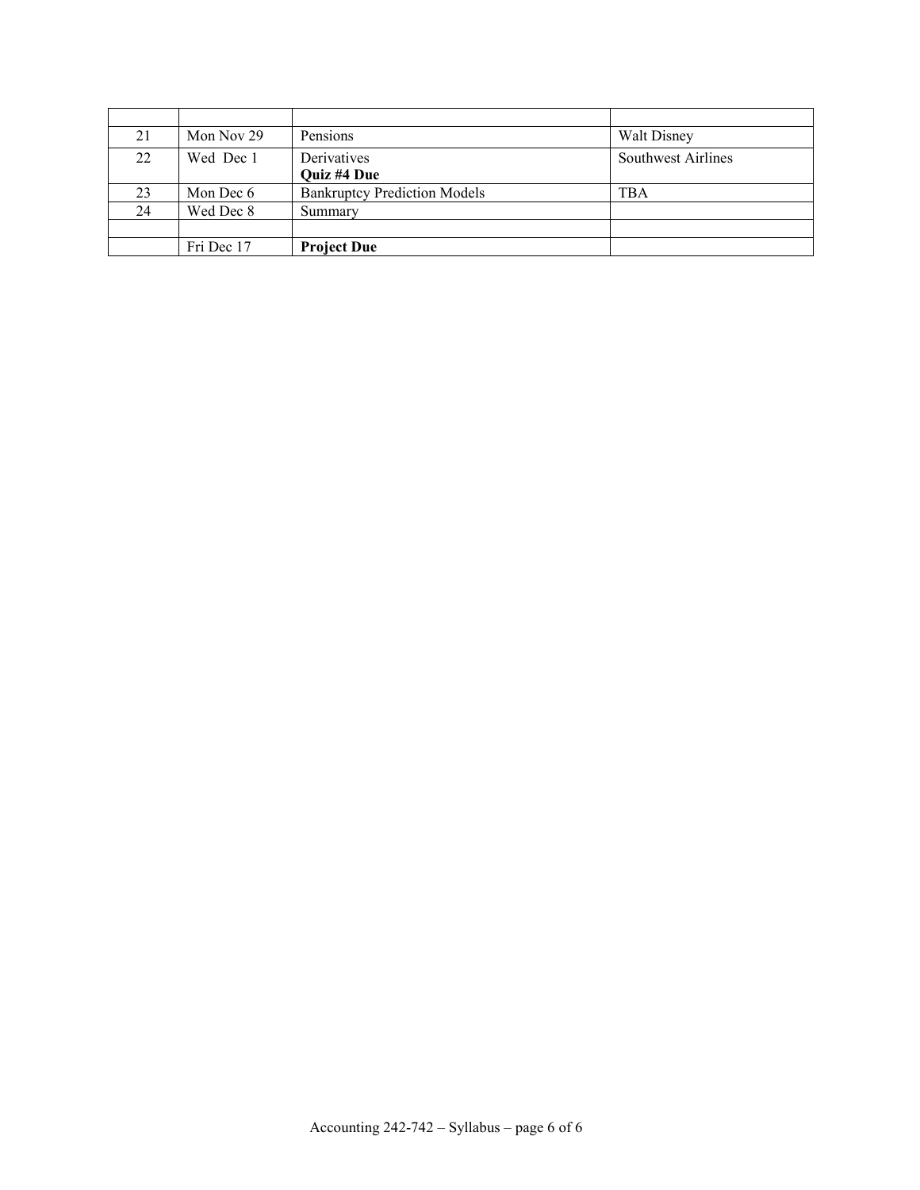| | | | |
|---|---|---|---|
| | | | |
| 21 | Mon Nov 29 | Pensions | Walt Disney |
| 22 | Wed Dec 1 | Derivatives<br>**Quiz #4 Due** | Southwest Airlines |
| 23 | Mon Dec 6 | Bankruptcy Prediction Models | TBA |
| 24 | Wed Dec 8 | Summary | |
| | | | |
| | Fri Dec 17 | **Project Due** | |